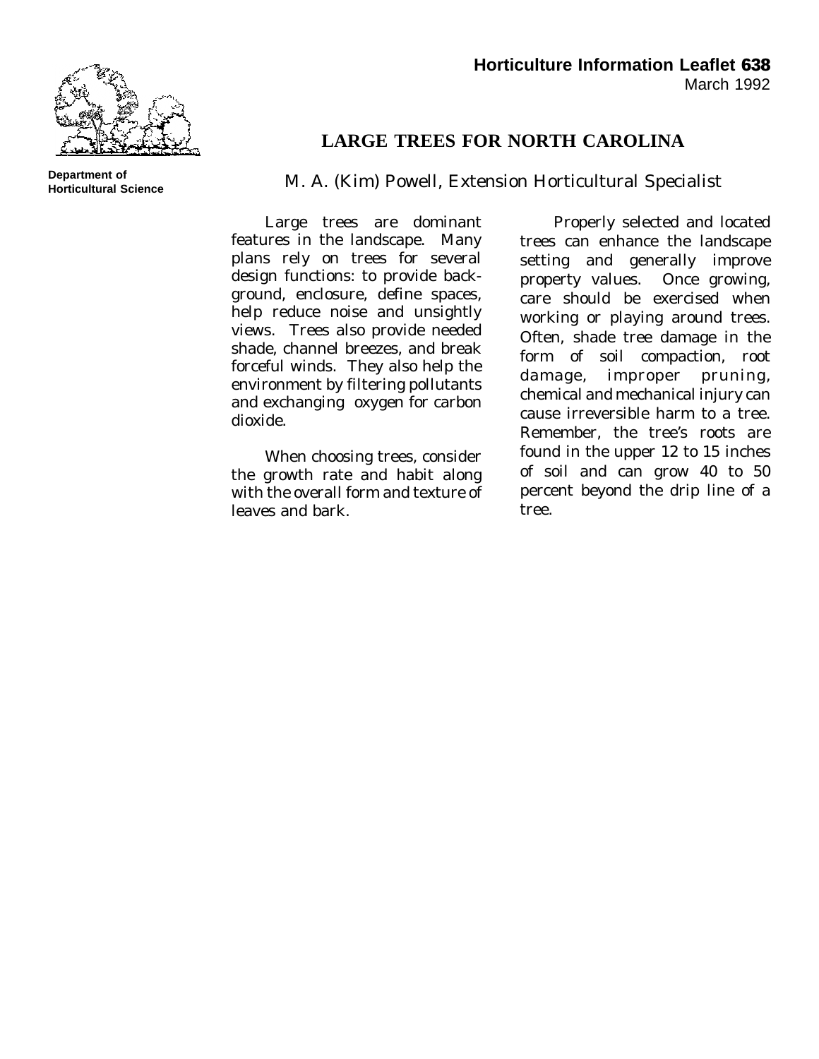**Department of Horticultural Science**

**Horticulture Information Leaflet 638**
March 1992

# LARGE TREES FOR NORTH CAROLINA

M. A. (Kim) Powell, Extension Horticultural Specialist

Large trees are dominant features in the landscape. Many plans rely on trees for several design functions: to provide background, enclosure, define spaces, help reduce noise and unsightly views. Trees also provide needed shade, channel breezes, and break forceful winds. They also help the environment by filtering pollutants and exchanging oxygen for carbon dioxide.

When choosing trees, consider the growth rate and habit along with the overall form and texture of leaves and bark.

Properly selected and located trees can enhance the landscape setting and generally improve property values. Once growing, care should be exercised when working or playing around trees. Often, shade tree damage in the form of soil compaction, root damage, improper pruning, chemical and mechanical injury can cause irreversible harm to a tree. Remember, the tree's roots are found in the upper 12 to 15 inches of soil and can grow 40 to 50 percent beyond the drip line of a tree.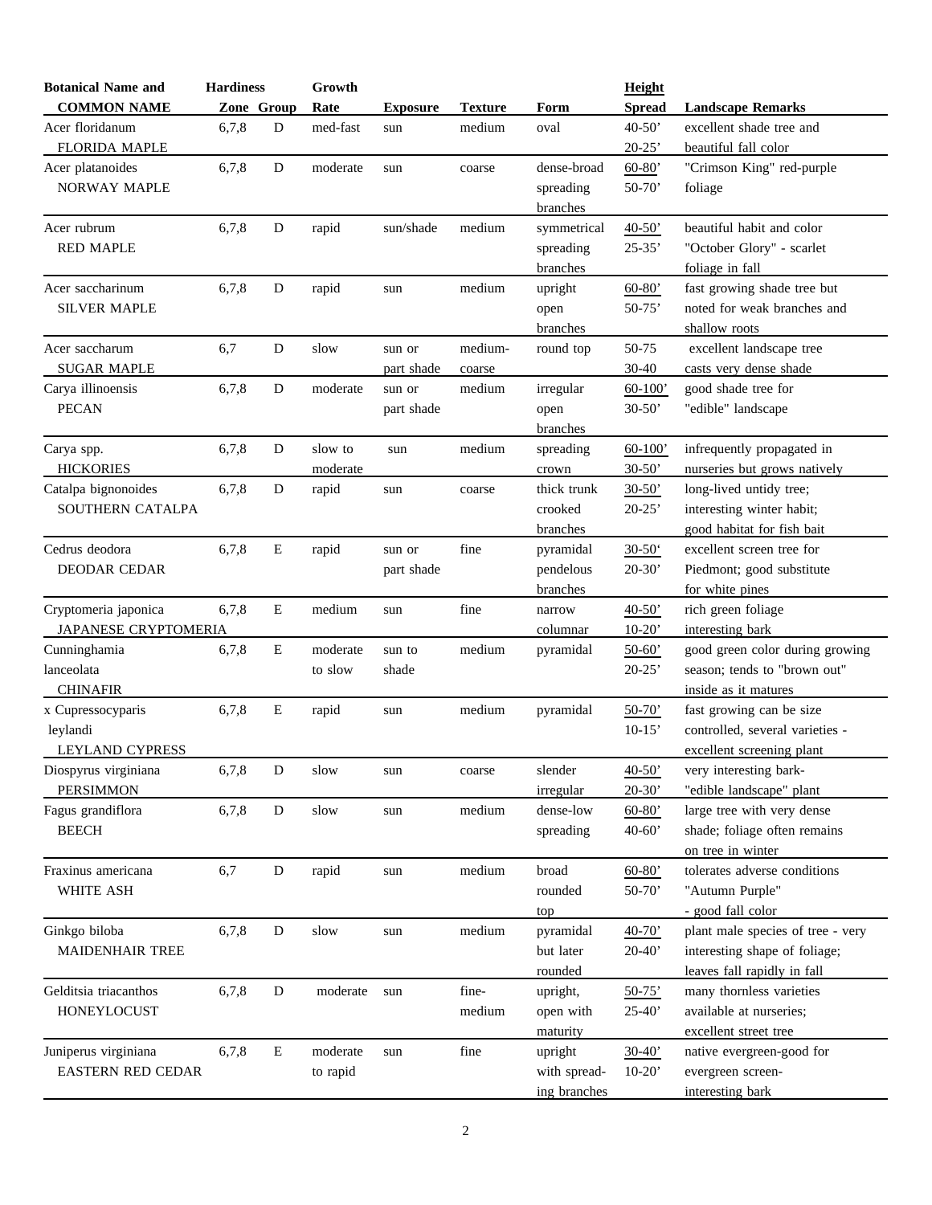| Botanical Name and COMMON NAME | Hardiness Zone | Group | Growth Rate | Exposure | Texture | Form | Height Spread | Landscape Remarks |
|---|---|---|---|---|---|---|---|---|
| Acer floridanum FLORIDA MAPLE | 6,7,8 | D | med-fast | sun | medium | oval | 40-50' 20-25' | excellent shade tree and beautiful fall color |
| Acer platanoides NORWAY MAPLE | 6,7,8 | D | moderate | sun | coarse | dense-broad spreading branches | 60-80' 50-70' | "Crimson King" red-purple foliage |
| Acer rubrum RED MAPLE | 6,7,8 | D | rapid | sun/shade | medium | symmetrical spreading branches | 40-50' 25-35' | beautiful habit and color "October Glory" - scarlet foliage in fall |
| Acer saccharinum SILVER MAPLE | 6,7,8 | D | rapid | sun | medium | upright open branches | 60-80' 50-75' | fast growing shade tree but noted for weak branches and shallow roots |
| Acer saccharum SUGAR MAPLE | 6,7 | D | slow | sun or part shade | medium-coarse | round top | 50-75 30-40 | excellent landscape tree casts very dense shade |
| Carya illinoensis PECAN | 6,7,8 | D | moderate | sun or part shade | medium | irregular open branches | 60-100' 30-50' | good shade tree for "edible" landscape |
| Carya spp. HICKORIES | 6,7,8 | D | slow to moderate | sun | medium | spreading crown | 60-100' 30-50' | infrequently propagated in nurseries but grows natively |
| Catalpa bignonoides SOUTHERN CATALPA | 6,7,8 | D | rapid | sun | coarse | thick trunk crooked branches | 30-50' 20-25' | long-lived untidy tree; interesting winter habit; good habitat for fish bait |
| Cedrus deodora DEODAR CEDAR | 6,7,8 | E | rapid | sun or part shade | fine | pyramidal pendelous branches | 30-50' 20-30' | excellent screen tree for Piedmont; good substitute for white pines |
| Cryptomeria japonica JAPANESE CRYPTOMERIA | 6,7,8 | E | medium | sun | fine | narrow columnar | 40-50' 10-20' | rich green foliage interesting bark |
| Cunninghamia lanceolata CHINAFIR | 6,7,8 | E | moderate to slow | sun to shade | medium | pyramidal | 50-60' 20-25' | good green color during growing season; tends to "brown out" inside as it matures |
| x Cupressocyparis leylandi LEYLAND CYPRESS | 6,7,8 | E | rapid | sun | medium | pyramidal | 50-70' 10-15' | fast growing can be size controlled, several varieties - excellent screening plant |
| Diospyrus virginiana PERSIMMON | 6,7,8 | D | slow | sun | coarse | slender irregular | 40-50' 20-30' | very interesting bark- "edible landscape" plant |
| Fagus grandiflora BEECH | 6,7,8 | D | slow | sun | medium | dense-low spreading | 60-80' 40-60' | large tree with very dense shade; foliage often remains on tree in winter |
| Fraxinus americana WHITE ASH | 6,7 | D | rapid | sun | medium | broad rounded top | 60-80' 50-70' | tolerates adverse conditions "Autumn Purple" - good fall color |
| Ginkgo biloba MAIDENHAIR TREE | 6,7,8 | D | slow | sun | medium | pyramidal but later rounded | 40-70' 20-40' | plant male species of tree - very interesting shape of foliage; leaves fall rapidly in fall |
| Gelditsia triacanthos HONEYLOCUST | 6,7,8 | D | moderate | sun | fine-medium | upright, open with maturity | 50-75' 25-40' | many thornless varieties available at nurseries; excellent street tree |
| Juniperus virginiana EASTERN RED CEDAR | 6,7,8 | E | moderate to rapid | sun | fine | upright with spreading branches | 30-40' 10-20' | native evergreen-good for evergreen screen- interesting bark |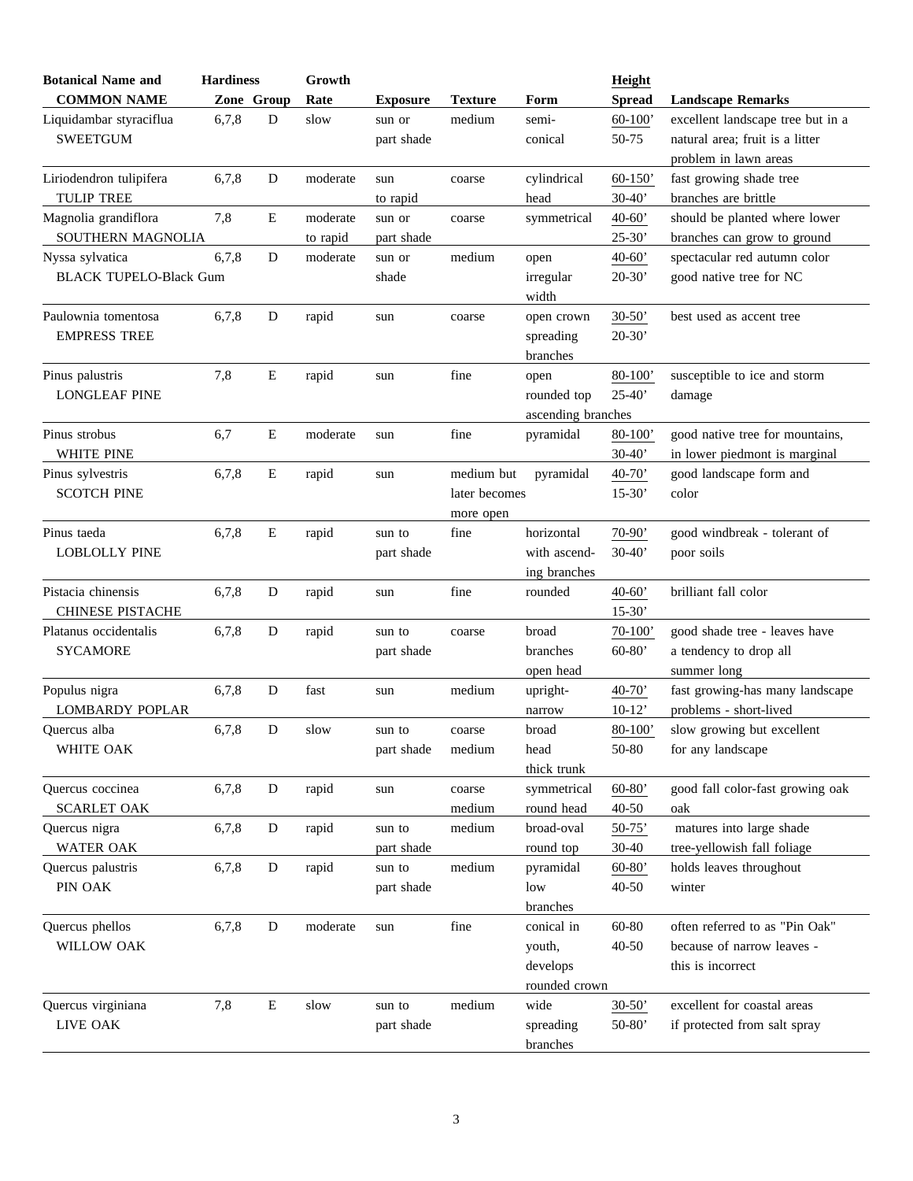| Botanical Name and COMMON NAME | Hardiness Zone | Group | Growth Rate | Exposure | Texture | Form | Height Spread | Landscape Remarks |
|---|---|---|---|---|---|---|---|---|
| Liquidambar styraciflua SWEETGUM | 6,7,8 | D | slow | sun or part shade | medium | semi- conical | 60-100' 50-75 | excellent landscape tree but in a natural area; fruit is a litter problem in lawn areas |
| Liriodendron tulipifera TULIP TREE | 6,7,8 | D | moderate to rapid | sun | coarse | cylindrical head | 60-150' 30-40' | fast growing shade tree branches are brittle |
| Magnolia grandiflora SOUTHERN MAGNOLIA | 7,8 | E | moderate to rapid | sun or part shade | coarse | symmetrical | 40-60' 25-30' | should be planted where lower branches can grow to ground |
| Nyssa sylvatica BLACK TUPELO-Black Gum | 6,7,8 | D | moderate | sun or shade | medium | open irregular width | 40-60' 20-30' | spectacular red autumn color good native tree for NC |
| Paulownia tomentosa EMPRESS TREE | 6,7,8 | D | rapid | sun | coarse | open crown spreading branches | 30-50' 20-30' | best used as accent tree |
| Pinus palustris LONGLEAF PINE | 7,8 | E | rapid | sun | fine | open rounded top ascending branches | 80-100' 25-40' | susceptible to ice and storm damage |
| Pinus strobus WHITE PINE | 6,7 | E | moderate | sun | fine | pyramidal | 80-100' 30-40' | good native tree for mountains, in lower piedmont is marginal |
| Pinus sylvestris SCOTCH PINE | 6,7,8 | E | rapid | sun | medium but later becomes more open | pyramidal | 40-70' 15-30' | good landscape form and color |
| Pinus taeda LOBLOLLY PINE | 6,7,8 | E | rapid | sun to part shade | fine | horizontal with ascend- ing branches | 70-90' 30-40' | good windbreak - tolerant of poor soils |
| Pistacia chinensis CHINESE PISTACHE | 6,7,8 | D | rapid | sun | fine | rounded | 40-60' 15-30' | brilliant fall color |
| Platanus occidentalis SYCAMORE | 6,7,8 | D | rapid | sun to part shade | coarse | broad branches open head | 70-100' 60-80' | good shade tree - leaves have a tendency to drop all summer long |
| Populus nigra LOMBARDY POPLAR | 6,7,8 | D | fast | sun | medium | upright- narrow | 40-70' 10-12' | fast growing-has many landscape problems - short-lived |
| Quercus alba WHITE OAK | 6,7,8 | D | slow | sun to part shade | coarse medium | broad head thick trunk | 80-100' 50-80 | slow growing but excellent for any landscape |
| Quercus coccinea SCARLET OAK | 6,7,8 | D | rapid | sun | coarse medium | symmetrical round head | 60-80' 40-50 | good fall color-fast growing oak oak |
| Quercus nigra WATER OAK | 6,7,8 | D | rapid | sun to part shade | medium | broad-oval round top | 50-75' 30-40 | matures into large shade tree-yellowish fall foliage |
| Quercus palustris PIN OAK | 6,7,8 | D | rapid | sun to part shade | medium | pyramidal low branches | 60-80' 40-50 | holds leaves throughout winter |
| Quercus phellos WILLOW OAK | 6,7,8 | D | moderate | sun | fine | conical in youth, develops rounded crown | 60-80 40-50 | often referred to as "Pin Oak" because of narrow leaves - this is incorrect |
| Quercus virginiana LIVE OAK | 7,8 | E | slow | sun to part shade | medium | wide spreading branches | 30-50' 50-80' | excellent for coastal areas if protected from salt spray |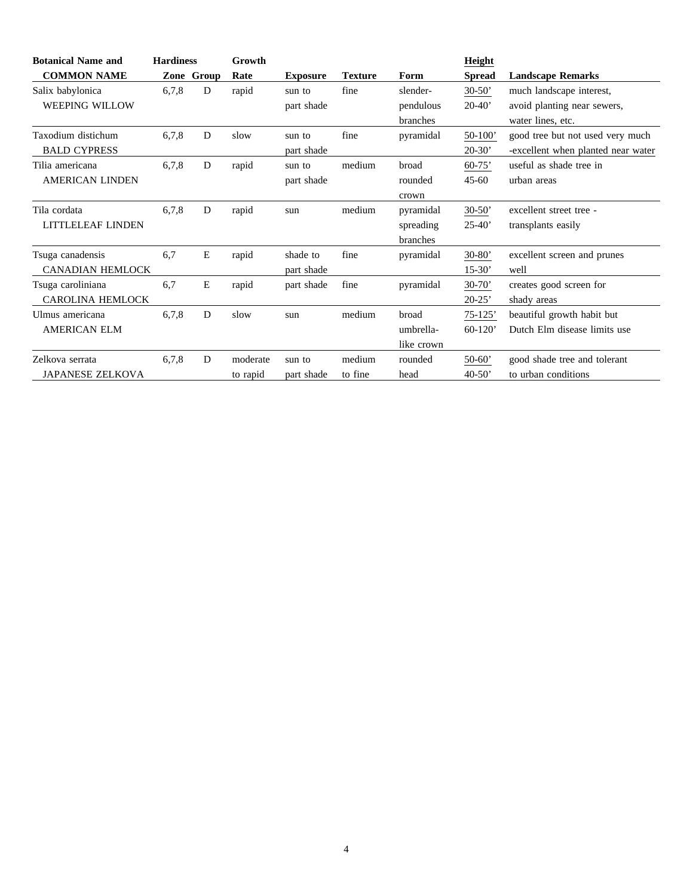| Botanical Name and COMMON NAME | Hardiness Zone | Group | Growth Rate | Exposure | Texture | Form | Height Spread | Landscape Remarks |
|---|---|---|---|---|---|---|---|---|
| Salix babylonica WEEPING WILLOW | 6,7,8 | D | rapid | sun to part shade | fine | slender-pendulous branches | 30-50' 20-40' | much landscape interest, avoid planting near sewers, water lines, etc. |
| Taxodium distichum BALD CYPRESS | 6,7,8 | D | slow | sun to part shade | fine | pyramidal | 50-100' 20-30' | good tree but not used very much -excellent when planted near water |
| Tilia americana AMERICAN LINDEN | 6,7,8 | D | rapid | sun to part shade | medium | broad rounded crown | 60-75' 45-60 | useful as shade tree in urban areas |
| Tila cordata LITTLELEAF LINDEN | 6,7,8 | D | rapid | sun | medium | pyramidal spreading branches | 30-50' 25-40' | excellent street tree - transplants easily |
| Tsuga canadensis CANADIAN HEMLOCK | 6,7 | E | rapid | shade to part shade | fine | pyramidal | 30-80' 15-30' | excellent screen and prunes well |
| Tsuga caroliniana CAROLINA HEMLOCK | 6,7 | E | rapid | part shade | fine | pyramidal | 30-70' 20-25' | creates good screen for shady areas |
| Ulmus americana AMERICAN ELM | 6,7,8 | D | slow | sun | medium | broad umbrella-like crown | 75-125' 60-120' | beautiful growth habit but Dutch Elm disease limits use |
| Zelkova serrata JAPANESE ZELKOVA | 6,7,8 | D | moderate to rapid | sun to part shade | medium to fine | rounded head | 50-60' 40-50' | good shade tree and tolerant to urban conditions |